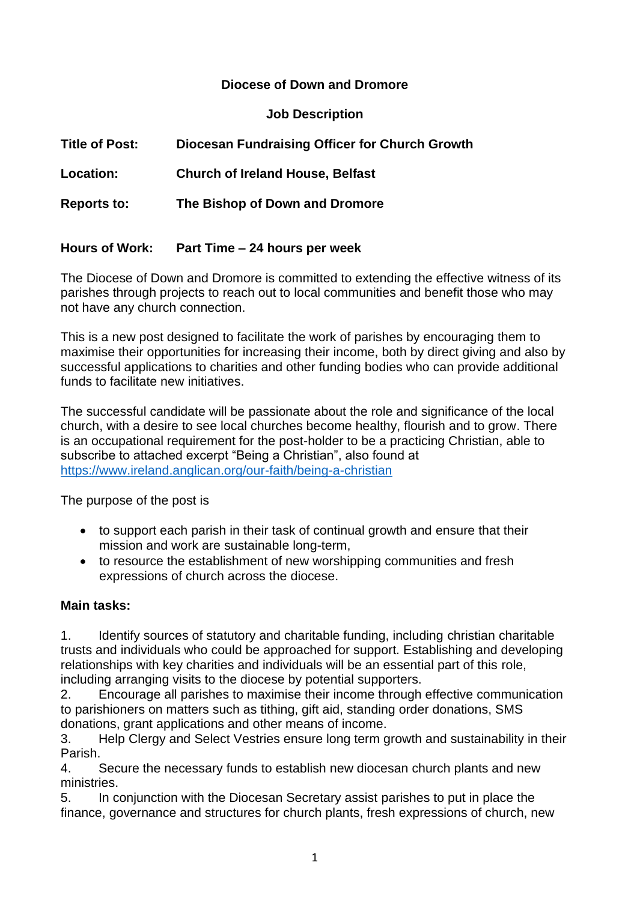**Diocese of Down and Dromore**

**Job Description**

**Title of Post:** **Diocesan Fundraising Officer for Church Growth**

**Location:** **Church of Ireland House, Belfast**

**Reports to:** **The Bishop of Down and Dromore**

**Hours of Work:** **Part Time – 24 hours per week**

The Diocese of Down and Dromore is committed to extending the effective witness of its parishes through projects to reach out to local communities and benefit those who may not have any church connection.

This is a new post designed to facilitate the work of parishes by encouraging them to maximise their opportunities for increasing their income, both by direct giving and also by successful applications to charities and other funding bodies who can provide additional funds to facilitate new initiatives.

The successful candidate will be passionate about the role and significance of the local church, with a desire to see local churches become healthy, flourish and to grow. There is an occupational requirement for the post-holder to be a practicing Christian, able to subscribe to attached excerpt "Being a Christian", also found at https://www.ireland.anglican.org/our-faith/being-a-christian

The purpose of the post is

- to support each parish in their task of continual growth and ensure that their mission and work are sustainable long-term,
- to resource the establishment of new worshipping communities and fresh expressions of church across the diocese.

**Main tasks:**

1. Identify sources of statutory and charitable funding, including christian charitable trusts and individuals who could be approached for support. Establishing and developing relationships with key charities and individuals will be an essential part of this role, including arranging visits to the diocese by potential supporters.
2. Encourage all parishes to maximise their income through effective communication to parishioners on matters such as tithing, gift aid, standing order donations, SMS donations, grant applications and other means of income.
3. Help Clergy and Select Vestries ensure long term growth and sustainability in their Parish.
4. Secure the necessary funds to establish new diocesan church plants and new ministries.
5. In conjunction with the Diocesan Secretary assist parishes to put in place the finance, governance and structures for church plants, fresh expressions of church, new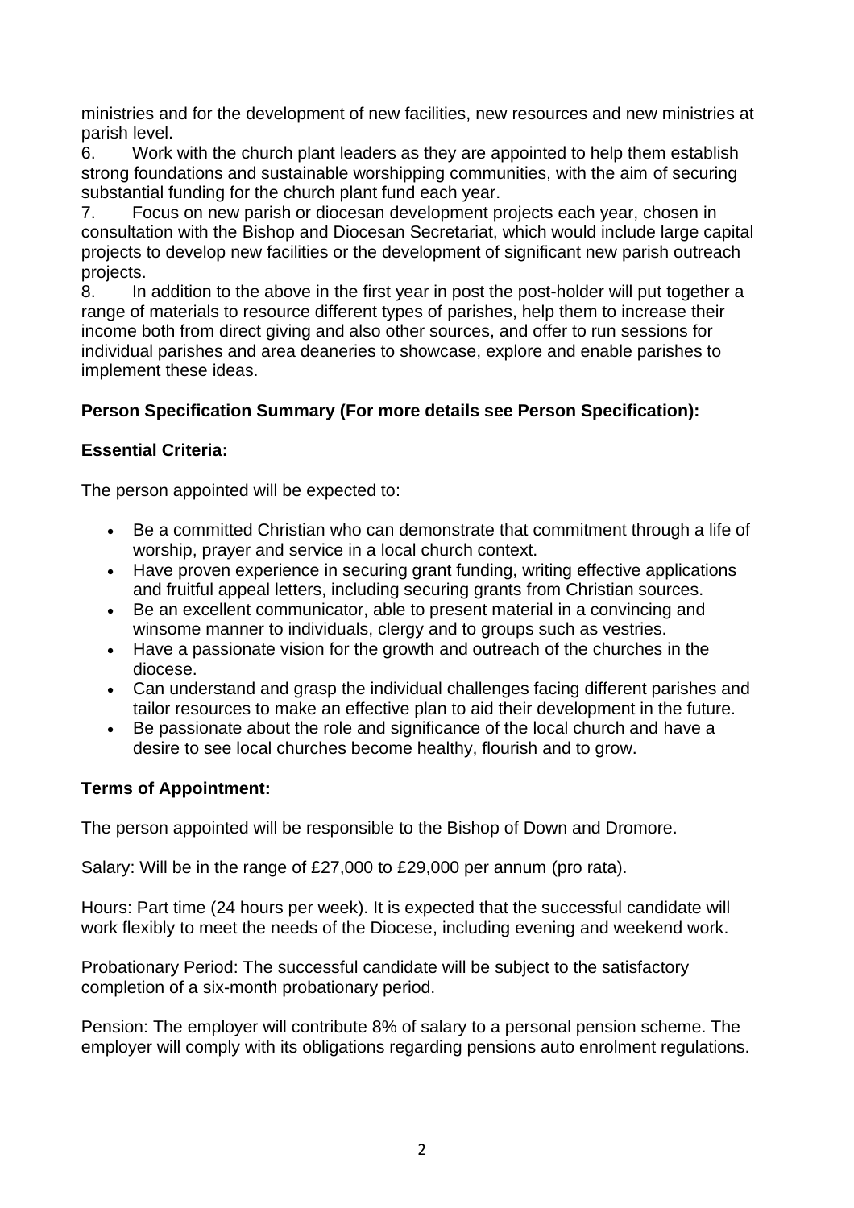ministries and for the development of new facilities, new resources and new ministries at parish level.

6. Work with the church plant leaders as they are appointed to help them establish strong foundations and sustainable worshipping communities, with the aim of securing substantial funding for the church plant fund each year.
7. Focus on new parish or diocesan development projects each year, chosen in consultation with the Bishop and Diocesan Secretariat, which would include large capital projects to develop new facilities or the development of significant new parish outreach projects.
8. In addition to the above in the first year in post the post-holder will put together a range of materials to resource different types of parishes, help them to increase their income both from direct giving and also other sources, and offer to run sessions for individual parishes and area deaneries to showcase, explore and enable parishes to implement these ideas.

**Person Specification Summary (For more details see Person Specification):**

**Essential Criteria:**

The person appointed will be expected to:

- Be a committed Christian who can demonstrate that commitment through a life of worship, prayer and service in a local church context.
- Have proven experience in securing grant funding, writing effective applications and fruitful appeal letters, including securing grants from Christian sources.
- Be an excellent communicator, able to present material in a convincing and winsome manner to individuals, clergy and to groups such as vestries.
- Have a passionate vision for the growth and outreach of the churches in the diocese.
- Can understand and grasp the individual challenges facing different parishes and tailor resources to make an effective plan to aid their development in the future.
- Be passionate about the role and significance of the local church and have a desire to see local churches become healthy, flourish and to grow.

**Terms of Appointment:**

The person appointed will be responsible to the Bishop of Down and Dromore.

Salary: Will be in the range of £27,000 to £29,000 per annum (pro rata).

Hours: Part time (24 hours per week). It is expected that the successful candidate will work flexibly to meet the needs of the Diocese, including evening and weekend work.

Probationary Period: The successful candidate will be subject to the satisfactory completion of a six-month probationary period.

Pension: The employer will contribute 8% of salary to a personal pension scheme. The employer will comply with its obligations regarding pensions auto enrolment regulations.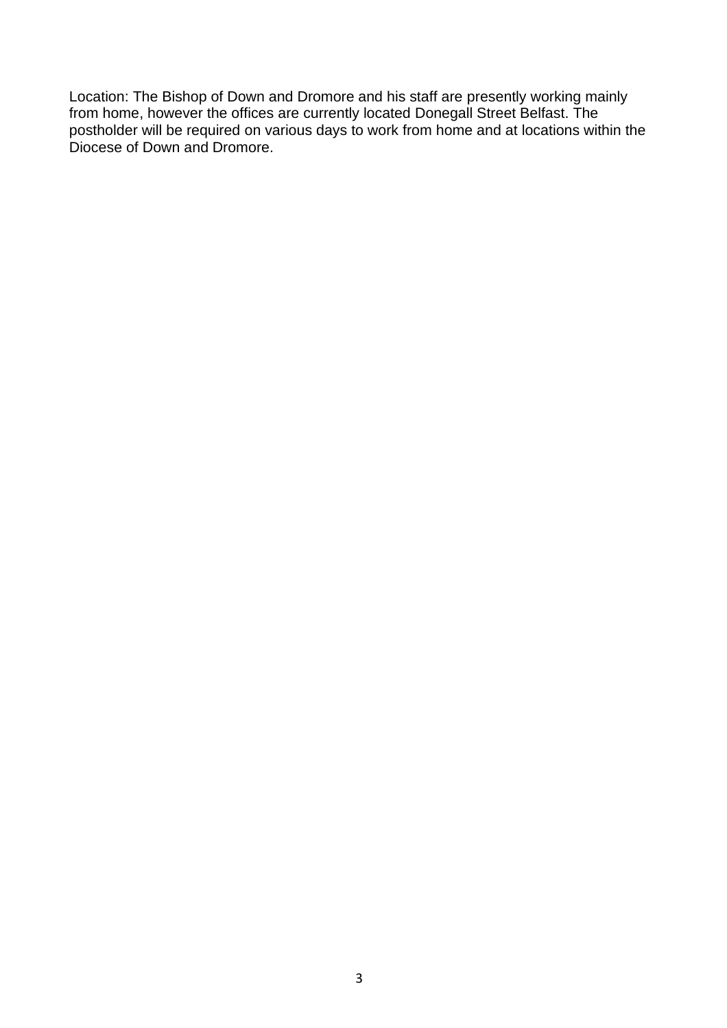Location: The Bishop of Down and Dromore and his staff are presently working mainly from home, however the offices are currently located Donegall Street Belfast. The postholder will be required on various days to work from home and at locations within the Diocese of Down and Dromore.